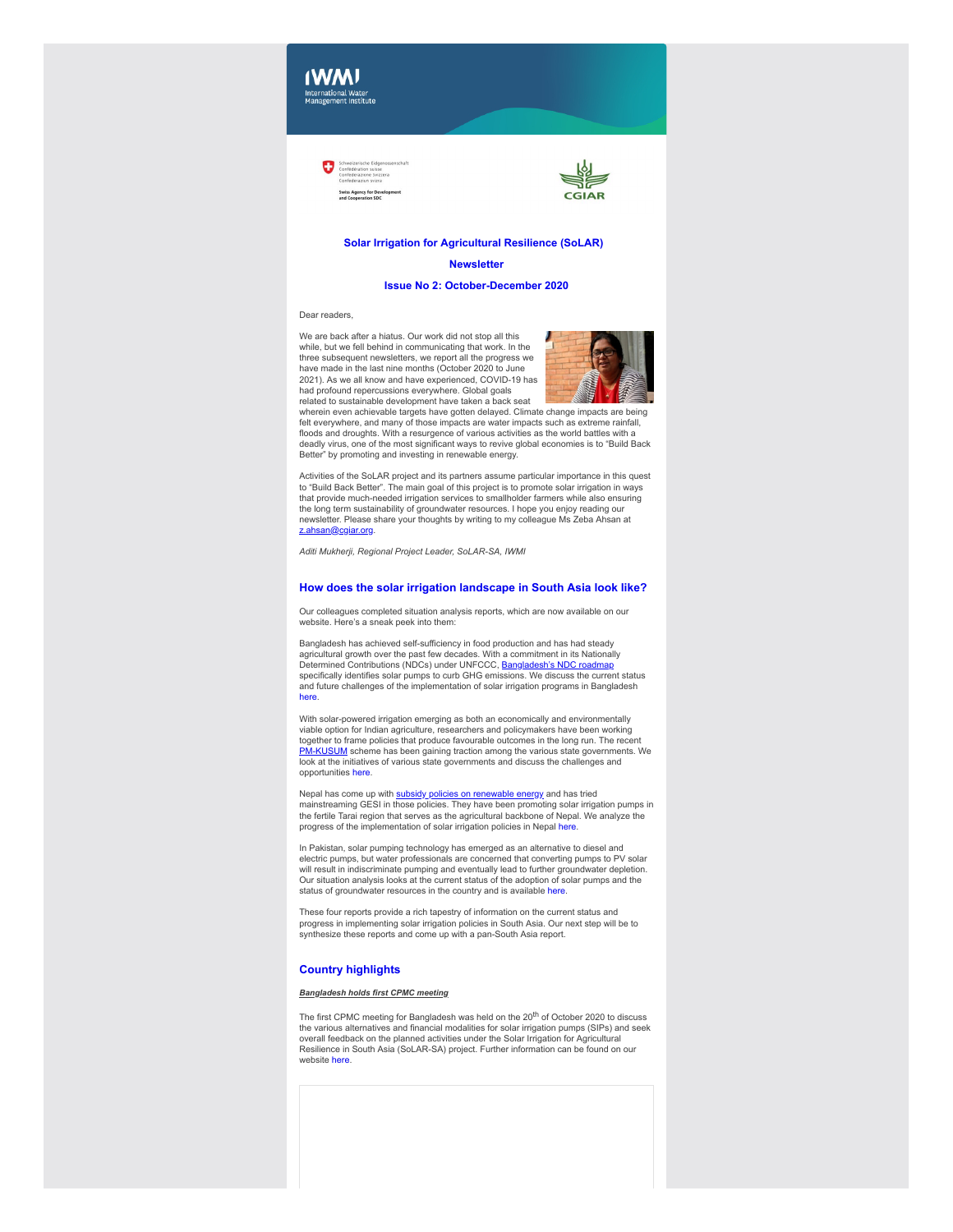IWMI International Water Management Institute

Schweizerische Eidgenossenschaft
Confédération suisse
Confederazione Svizzera
Confederaziun svizra

Swiss Agency for Development and Cooperation SDC

CGIAR

## Solar Irrigation for Agricultural Resilience (SoLAR)

## Newsletter

## Issue No 2: October-December 2020

Dear readers,

We are back after a hiatus. Our work did not stop all this while, but we fell behind in communicating that work. In the three subsequent newsletters, we report all the progress we have made in the last nine months (October 2020 to June 2021). As we all know and have experienced, COVID-19 has had profound repercussions everywhere. Global goals related to sustainable development have taken a back seat wherein even achievable targets have gotten delayed. Climate change impacts are being felt everywhere, and many of those impacts are water impacts such as extreme rainfall, floods and droughts. With a resurgence of various activities as the world battles with a deadly virus, one of the most significant ways to revive global economies is to "Build Back Better" by promoting and investing in renewable energy.

Activities of the SoLAR project and its partners assume particular importance in this quest to "Build Back Better". The main goal of this project is to promote solar irrigation in ways that provide much-needed irrigation services to smallholder farmers while also ensuring the long term sustainability of groundwater resources. I hope you enjoy reading our newsletter. Please share your thoughts by writing to my colleague Ms Zeba Ahsan at z.ahsan@cgiar.org.

*Aditi Mukherji, Regional Project Leader, SoLAR-SA, IWMI*

### How does the solar irrigation landscape in South Asia look like?

Our colleagues completed situation analysis reports, which are now available on our website. Here's a sneak peek into them:

Bangladesh has achieved self-sufficiency in food production and has had steady agricultural growth over the past few decades. With a commitment in its Nationally Determined Contributions (NDCs) under UNFCCC, Bangladesh's NDC roadmap specifically identifies solar pumps to curb GHG emissions. We discuss the current status and future challenges of the implementation of solar irrigation programs in Bangladesh here.

With solar-powered irrigation emerging as both an economically and environmentally viable option for Indian agriculture, researchers and policymakers have been working together to frame policies that produce favourable outcomes in the long run. The recent PM-KUSUM scheme has been gaining traction among the various state governments. We look at the initiatives of various state governments and discuss the challenges and opportunities here.

Nepal has come up with subsidy policies on renewable energy and has tried mainstreaming GESI in those policies. They have been promoting solar irrigation pumps in the fertile Tarai region that serves as the agricultural backbone of Nepal. We analyze the progress of the implementation of solar irrigation policies in Nepal here.

In Pakistan, solar pumping technology has emerged as an alternative to diesel and electric pumps, but water professionals are concerned that converting pumps to PV solar will result in indiscriminate pumping and eventually lead to further groundwater depletion. Our situation analysis looks at the current status of the adoption of solar pumps and the status of groundwater resources in the country and is available here.

These four reports provide a rich tapestry of information on the current status and progress in implementing solar irrigation policies in South Asia. Our next step will be to synthesize these reports and come up with a pan-South Asia report.

### Country highlights

***Bangladesh holds first CPMC meeting***

The first CPMC meeting for Bangladesh was held on the 20th of October 2020 to discuss the various alternatives and financial modalities for solar irrigation pumps (SIPs) and seek overall feedback on the planned activities under the Solar Irrigation for Agricultural Resilience in South Asia (SoLAR-SA) project. Further information can be found on our website here.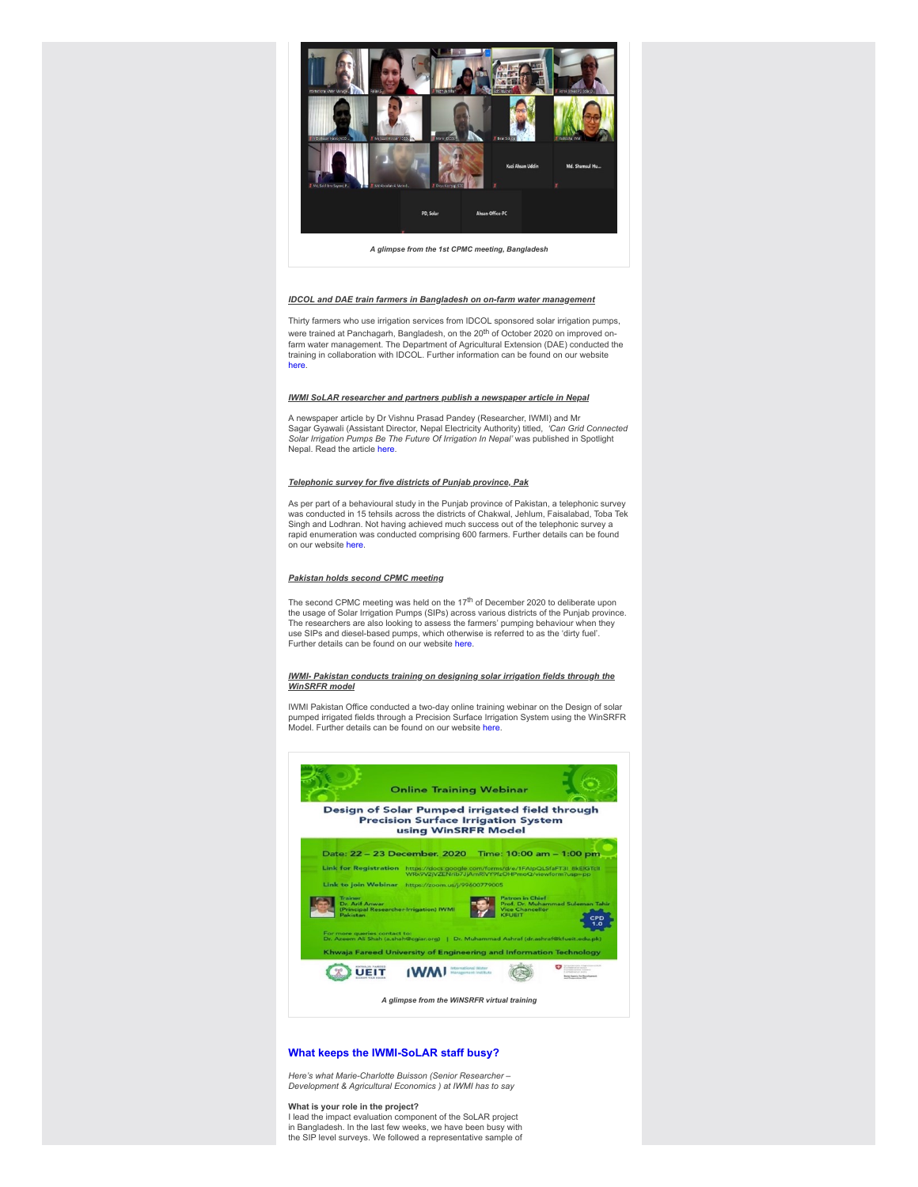*A glimpse from the 1st CPMC meeting, Bangladesh*

***IDCOL and DAE train farmers in Bangladesh on on-farm water management***

Thirty farmers who use irrigation services from IDCOL sponsored solar irrigation pumps, were trained at Panchagarh, Bangladesh, on the 20th of October 2020 on improved on-farm water management. The Department of Agricultural Extension (DAE) conducted the training in collaboration with IDCOL. Further information can be found on our website here.

***IWMI SoLAR researcher and partners publish a newspaper article in Nepal***

A newspaper article by Dr Vishnu Prasad Pandey (Researcher, IWMI) and Mr Sagar Gyawali (Assistant Director, Nepal Electricity Authority) titled, *'Can Grid Connected Solar Irrigation Pumps Be The Future Of Irrigation In Nepal'* was published in Spotlight Nepal. Read the article here.

***Telephonic survey for five districts of Punjab province, Pak***

As per part of a behavioural study in the Punjab province of Pakistan, a telephonic survey was conducted in 15 tehsils across the districts of Chakwal, Jehlum, Faisalabad, Toba Tek Singh and Lodhran. Not having achieved much success out of the telephonic survey a rapid enumeration was conducted comprising 600 farmers. Further details can be found on our website here.

***Pakistan holds second CPMC meeting***

The second CPMC meeting was held on the 17th of December 2020 to deliberate upon the usage of Solar Irrigation Pumps (SIPs) across various districts of the Punjab province. The researchers are also looking to assess the farmers' pumping behaviour when they use SIPs and diesel-based pumps, which otherwise is referred to as the 'dirty fuel'. Further details can be found on our website here.

***IWMI- Pakistan conducts training on designing solar irrigation fields through the WinSRFR model***

IWMI Pakistan Office conducted a two-day online training webinar on the Design of solar pumped irrigated fields through a Precision Surface Irrigation System using the WinSRFR Model. Further details can be found on our website here.

*A glimpse from the WiNSRFR virtual training*

## What keeps the IWMI-SoLAR staff busy?

*Here's what Marie-Charlotte Buisson (Senior Researcher – Development & Agricultural Economics ) at IWMI has to say*

**What is your role in the project?**
I lead the impact evaluation component of the SoLAR project in Bangladesh. In the last few weeks, we have been busy with the SIP level surveys. We followed a representative sample of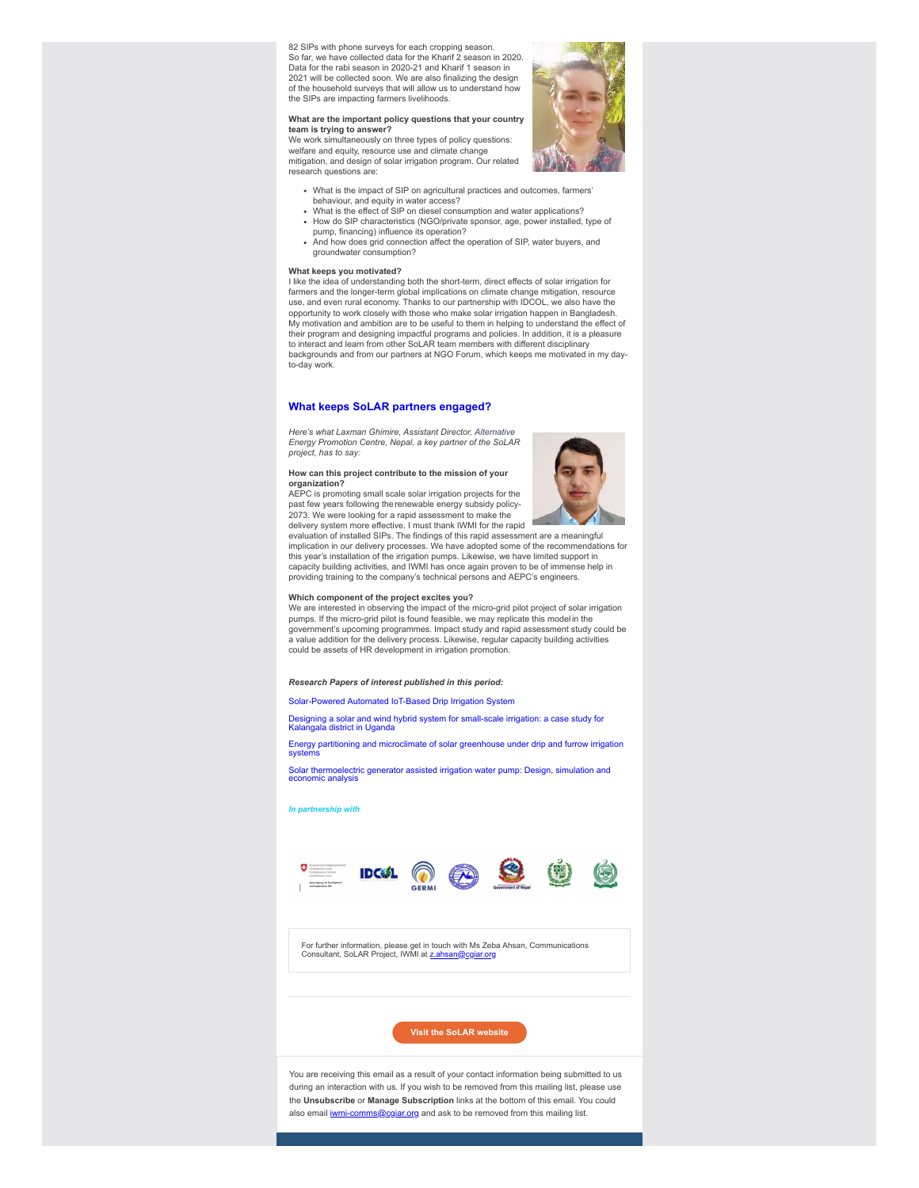82 SIPs with phone surveys for each cropping season. So far, we have collected data for the Kharif 2 season in 2020. Data for the rabi season in 2020-21 and Kharif 1 season in 2021 will be collected soon. We are also finalizing the design of the household surveys that will allow us to understand how the SIPs are impacting farmers livelihoods.

**What are the important policy questions that your country team is trying to answer?**
We work simultaneously on three types of policy questions: welfare and equity, resource use and climate change mitigation, and design of solar irrigation program. Our related research questions are:

- What is the impact of SIP on agricultural practices and outcomes, farmers' behaviour, and equity in water access?
- What is the effect of SIP on diesel consumption and water applications?
- How do SIP characteristics (NGO/private sponsor, age, power installed, type of pump, financing) influence its operation?
- And how does grid connection affect the operation of SIP, water buyers, and groundwater consumption?

**What keeps you motivated?**
I like the idea of understanding both the short-term, direct effects of solar irrigation for farmers and the longer-term global implications on climate change mitigation, resource use, and even rural economy. Thanks to our partnership with IDCOL, we also have the opportunity to work closely with those who make solar irrigation happen in Bangladesh. My motivation and ambition are to be useful to them in helping to understand the effect of their program and designing impactful programs and policies. In addition, it is a pleasure to interact and learn from other SoLAR team members with different disciplinary backgrounds and from our partners at NGO Forum, which keeps me motivated in my day-to-day work.

## What keeps SoLAR partners engaged?

*Here's what Laxman Ghimire, Assistant Director, Alternative Energy Promotion Centre, Nepal, a key partner of the SoLAR project, has to say:*

**How can this project contribute to the mission of your organization?**
AEPC is promoting small scale solar irrigation projects for the past few years following the renewable energy subsidy policy-2073. We were looking for a rapid assessment to make the delivery system more effective. I must thank IWMI for the rapid evaluation of installed SIPs. The findings of this rapid assessment are a meaningful implication in our delivery processes. We have adopted some of the recommendations for this year's installation of the irrigation pumps. Likewise, we have limited support in capacity building activities, and IWMI has once again proven to be of immense help in providing training to the company's technical persons and AEPC's engineers.

**Which component of the project excites you?**
We are interested in observing the impact of the micro-grid pilot project of solar irrigation pumps. If the micro-grid pilot is found feasible, we may replicate this model in the government's upcoming programmes. Impact study and rapid assessment study could be a value addition for the delivery process. Likewise, regular capacity building activities could be assets of HR development in irrigation promotion.

***Research Papers of interest published in this period:***

Solar-Powered Automated IoT-Based Drip Irrigation System

Designing a solar and wind hybrid system for small-scale irrigation: a case study for Kalangala district in Uganda

Energy partitioning and microclimate of solar greenhouse under drip and furrow irrigation systems

Solar thermoelectric generator assisted irrigation water pump: Design, simulation and economic analysis

***In partnership with***

For further information, please get in touch with Ms Zeba Ahsan, Communications Consultant, SoLAR Project, IWMI at z.ahsan@cgiar.org

Visit the SoLAR website

You are receiving this email as a result of your contact information being submitted to us during an interaction with us. If you wish to be removed from this mailing list, please use the **Unsubscribe** or **Manage Subscription** links at the bottom of this email. You could also email iwmi-comms@cgiar.org and ask to be removed from this mailing list.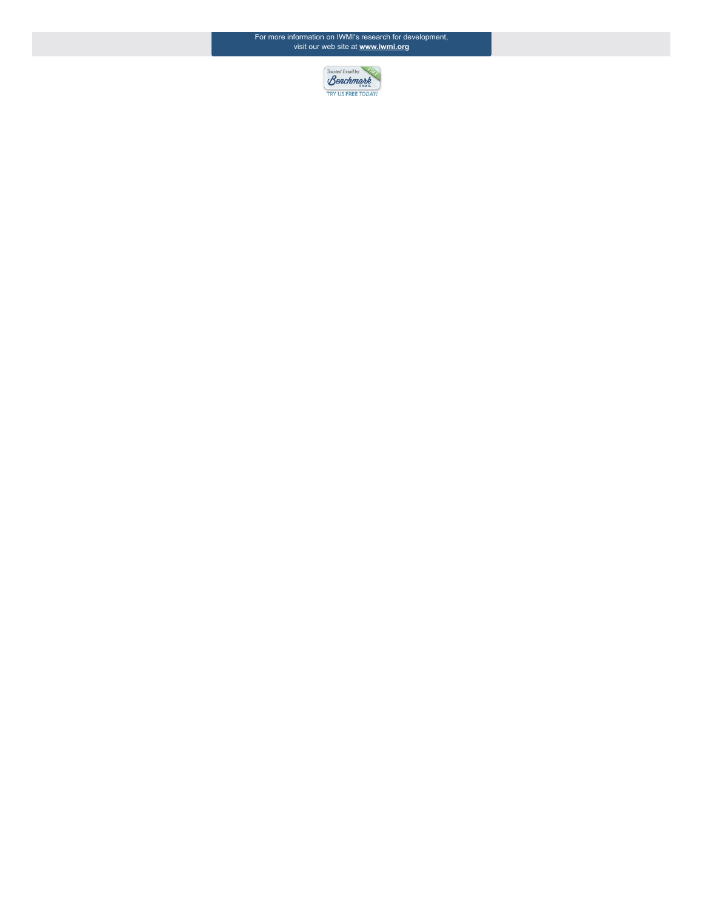For more information on IWMI's research for development, visit our web site at **www.iwmi.org**

Trusted Email by Benchmark EMAIL FREE

TRY US FREE TODAY!